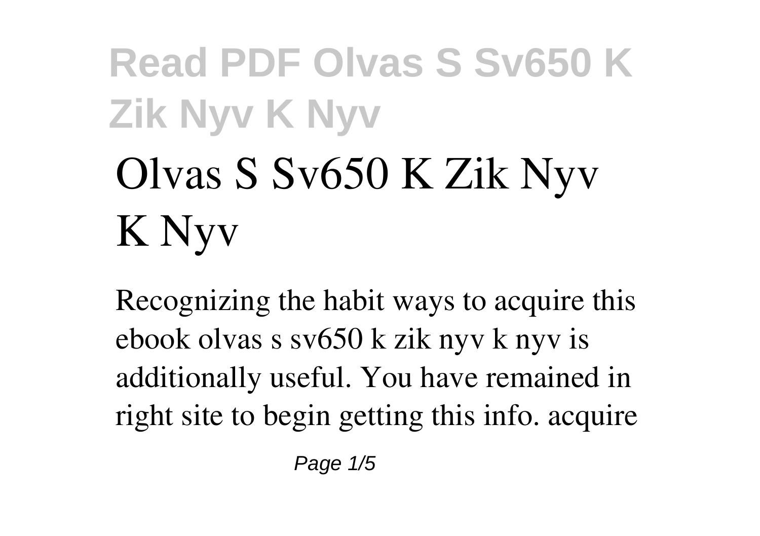# Olvas S Sv650 K Zik Nyv K Nyv

Recognizing the habit ways to acquire this ebook olvas s sv650 k zik nyv k nyv is additionally useful. You have remained in right site to begin getting this info. acquire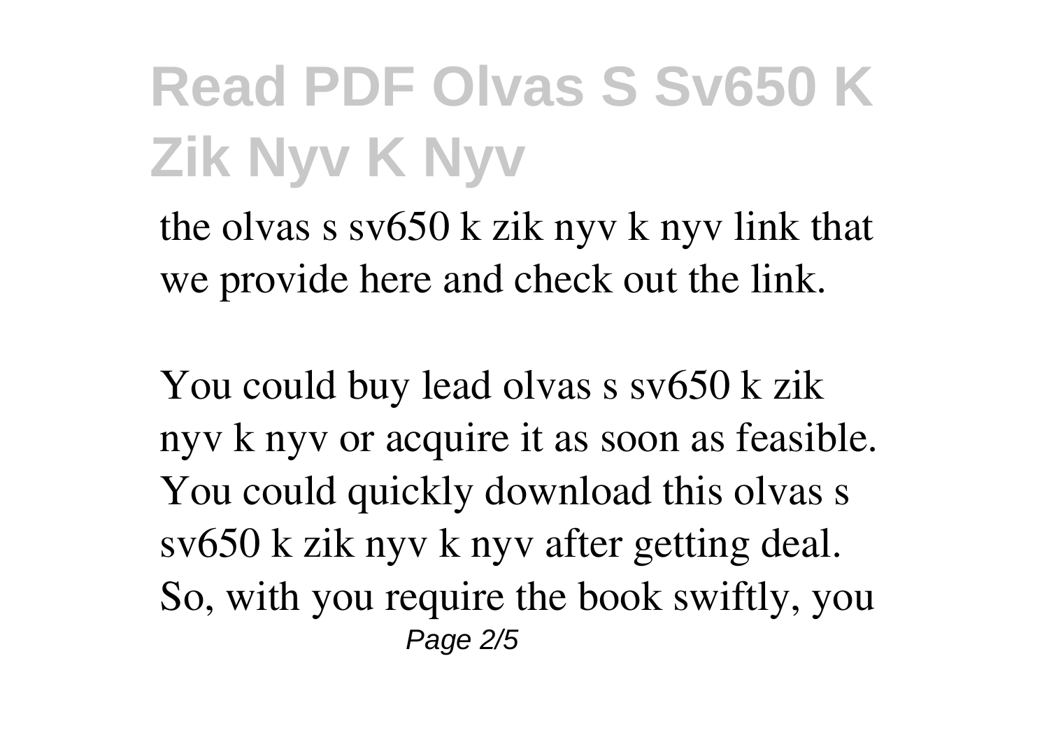the olvas s sv650 k zik nyv k nyv link that we provide here and check out the link.

You could buy lead olvas s sv650 k zik nyv k nyv or acquire it as soon as feasible. You could quickly download this olvas s sv650 k zik nyv k nyv after getting deal. So, with you require the book swiftly, you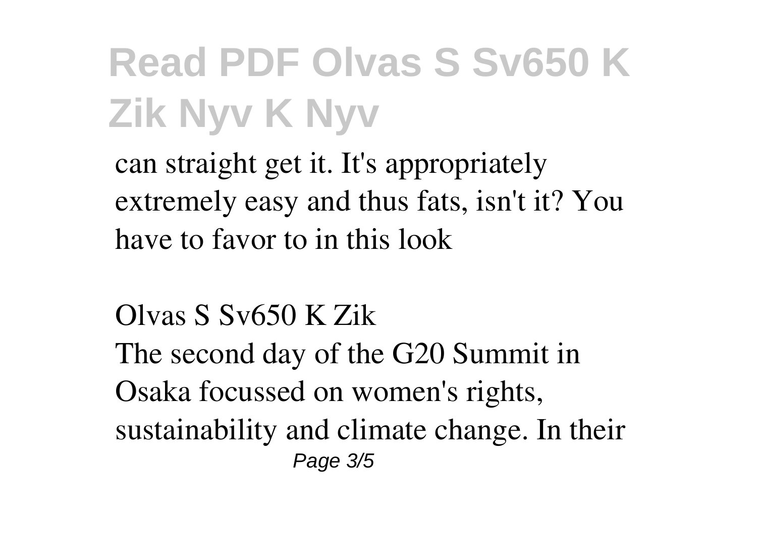can straight get it. It's appropriately extremely easy and thus fats, isn't it? You have to favor to in this look

*Olvas S Sv650 K Zik*

The second day of the G20 Summit in Osaka focussed on women's rights, sustainability and climate change. In their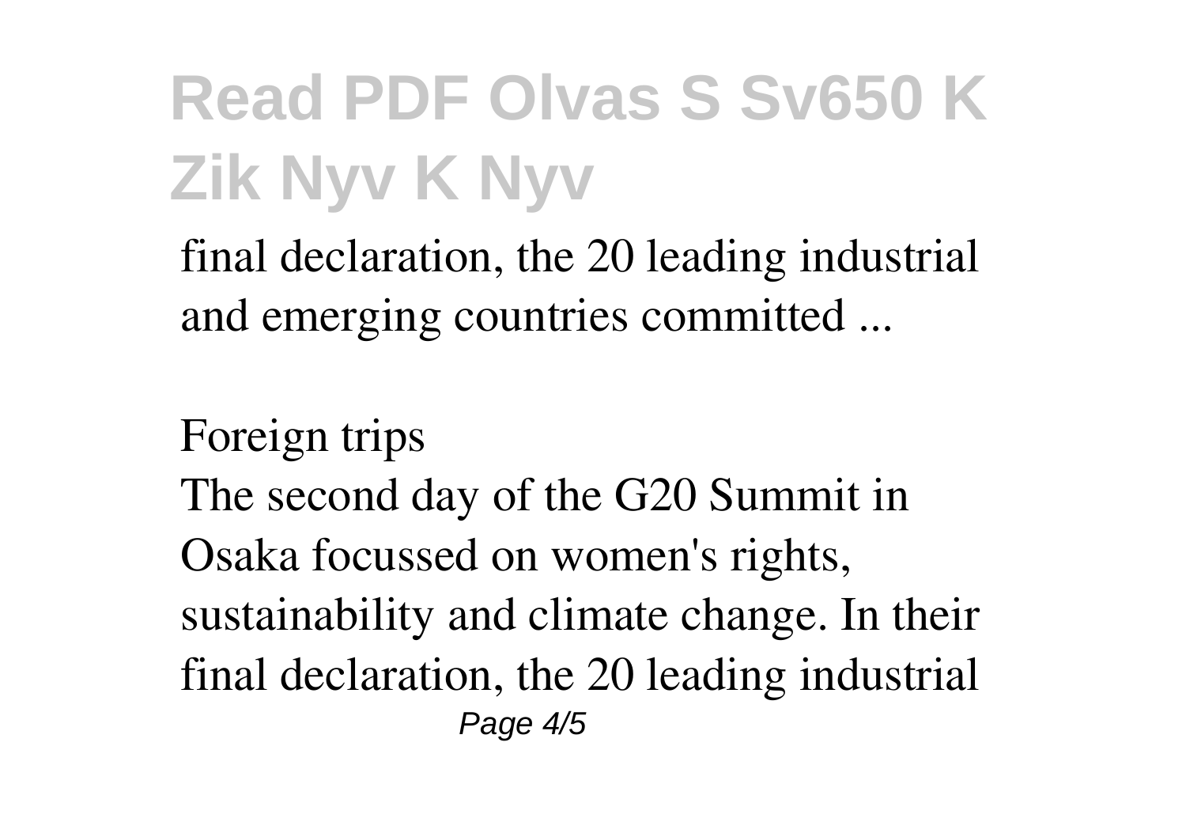final declaration, the 20 leading industrial and emerging countries committed ...

*Foreign trips*

The second day of the G20 Summit in Osaka focussed on women's rights, sustainability and climate change. In their final declaration, the 20 leading industrial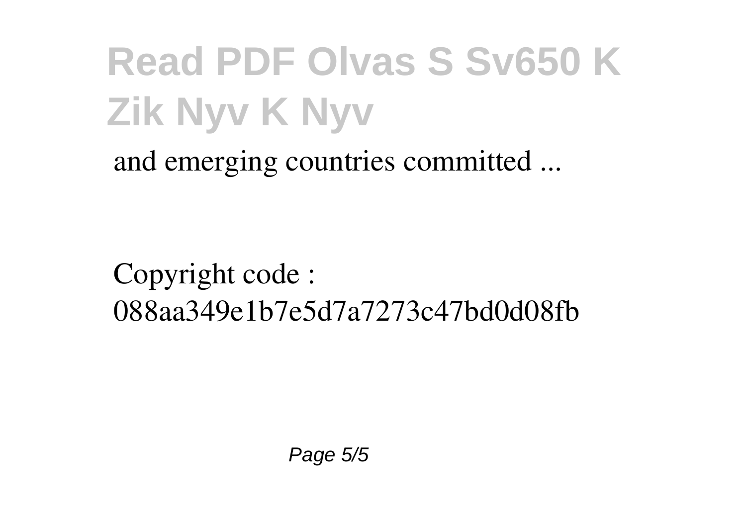and emerging countries committed ...

Copyright code : 088aa349e1b7e5d7a7273c47bd0d08fb